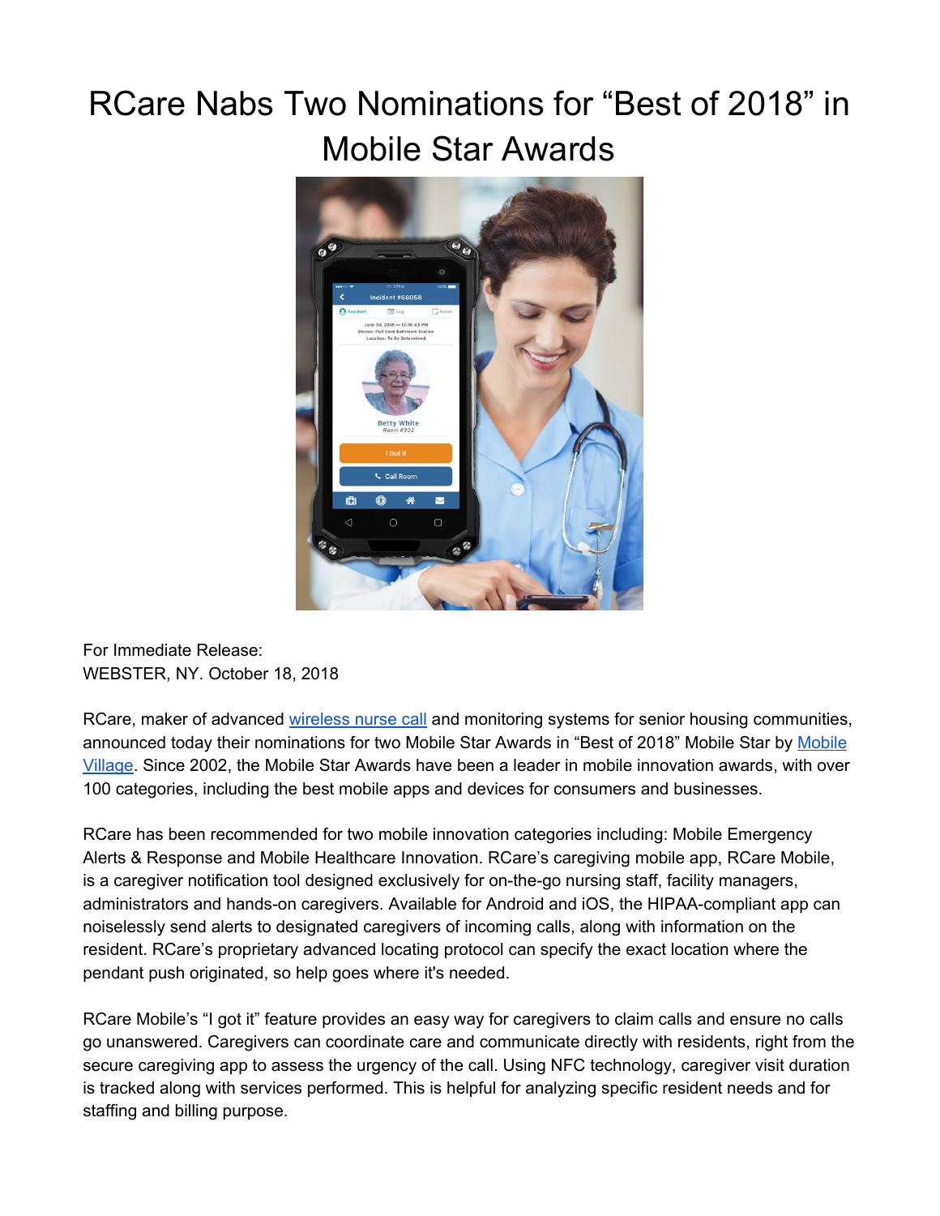# RCare Nabs Two Nominations for "Best of 2018" in Mobile Star Awards

For Immediate Release:
WEBSTER, NY. October 18, 2018

RCare, maker of advanced wireless nurse call and monitoring systems for senior housing communities, announced today their nominations for two Mobile Star Awards in "Best of 2018" Mobile Star by Mobile Village. Since 2002, the Mobile Star Awards have been a leader in mobile innovation awards, with over 100 categories, including the best mobile apps and devices for consumers and businesses.

RCare has been recommended for two mobile innovation categories including: Mobile Emergency Alerts & Response and Mobile Healthcare Innovation. RCare's caregiving mobile app, RCare Mobile, is a caregiver notification tool designed exclusively for on-the-go nursing staff, facility managers, administrators and hands-on caregivers. Available for Android and iOS, the HIPAA-compliant app can noiselessly send alerts to designated caregivers of incoming calls, along with information on the resident. RCare's proprietary advanced locating protocol can specify the exact location where the pendant push originated, so help goes where it's needed.

RCare Mobile's "I got it" feature provides an easy way for caregivers to claim calls and ensure no calls go unanswered. Caregivers can coordinate care and communicate directly with residents, right from the secure caregiving app to assess the urgency of the call. Using NFC technology, caregiver visit duration is tracked along with services performed. This is helpful for analyzing specific resident needs and for staffing and billing purpose.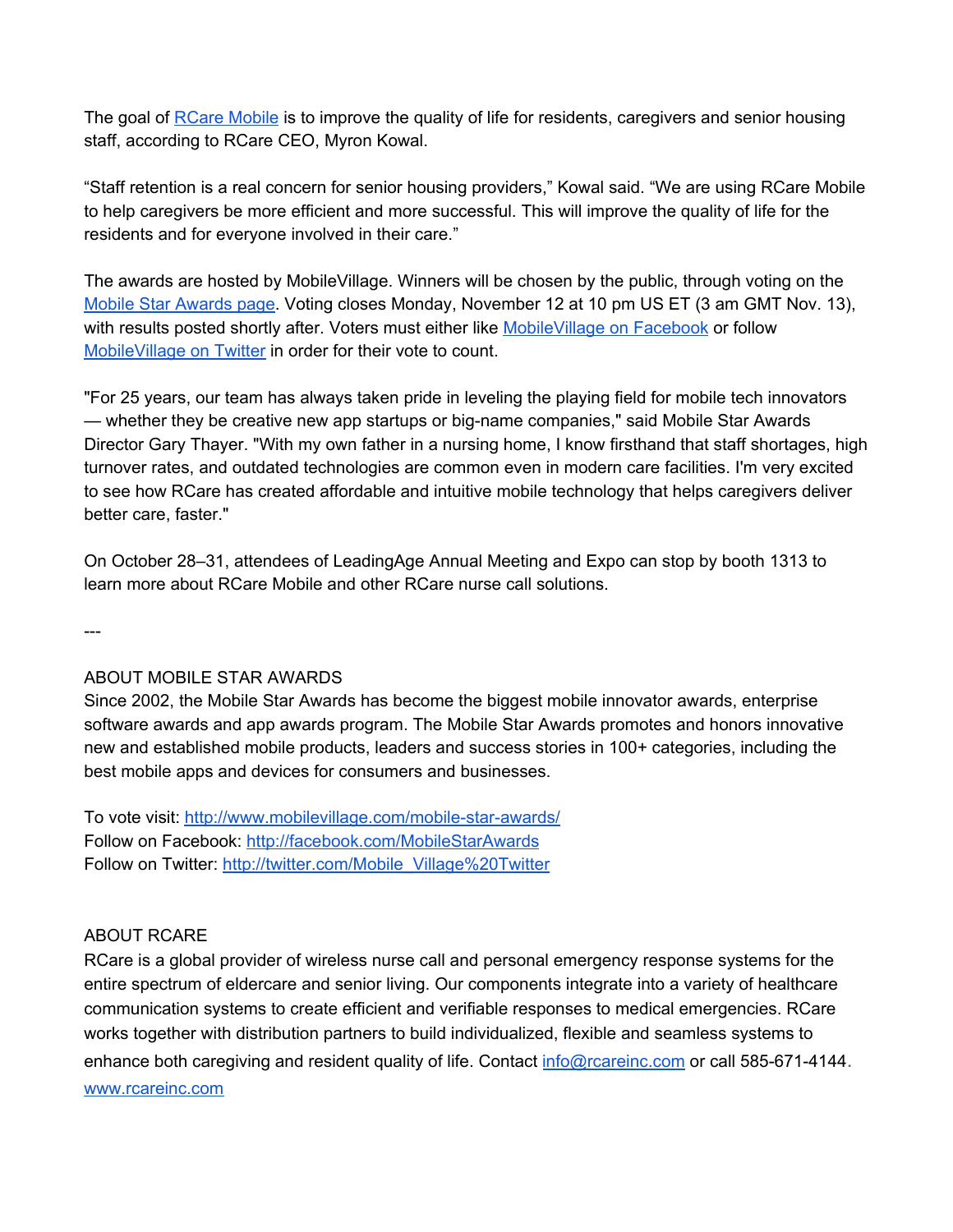The goal of [RCare Mobile](#) is to improve the quality of life for residents, caregivers and senior housing staff, according to RCare CEO, Myron Kowal.

“Staff retention is a real concern for senior housing providers,” Kowal said. “We are using RCare Mobile to help caregivers be more efficient and more successful. This will improve the quality of life for the residents and for everyone involved in their care.”

The awards are hosted by MobileVillage. Winners will be chosen by the public, through voting on the [Mobile Star Awards page](#). Voting closes Monday, November 12 at 10 pm US ET (3 am GMT Nov. 13), with results posted shortly after. Voters must either like [MobileVillage on Facebook](#) or follow [MobileVillage on Twitter](#) in order for their vote to count.

"For 25 years, our team has always taken pride in leveling the playing field for mobile tech innovators — whether they be creative new app startups or big-name companies," said Mobile Star Awards Director Gary Thayer. "With my own father in a nursing home, I know firsthand that staff shortages, high turnover rates, and outdated technologies are common even in modern care facilities. I'm very excited to see how RCare has created affordable and intuitive mobile technology that helps caregivers deliver better care, faster."

On October 28–31, attendees of LeadingAge Annual Meeting and Expo can stop by booth 1313 to learn more about RCare Mobile and other RCare nurse call solutions.

---

ABOUT MOBILE STAR AWARDS
Since 2002, the Mobile Star Awards has become the biggest mobile innovator awards, enterprise software awards and app awards program. The Mobile Star Awards promotes and honors innovative new and established mobile products, leaders and success stories in 100+ categories, including the best mobile apps and devices for consumers and businesses.

To vote visit: http://www.mobilevillage.com/mobile-star-awards/
Follow on Facebook: http://facebook.com/MobileStarAwards
Follow on Twitter: http://twitter.com/Mobile_Village%20Twitter

ABOUT RCARE
RCare is a global provider of wireless nurse call and personal emergency response systems for the entire spectrum of eldercare and senior living. Our components integrate into a variety of healthcare communication systems to create efficient and verifiable responses to medical emergencies. RCare works together with distribution partners to build individualized, flexible and seamless systems to enhance both caregiving and resident quality of life. Contact info@rcareinc.com or call 585-671-4144. www.rcareinc.com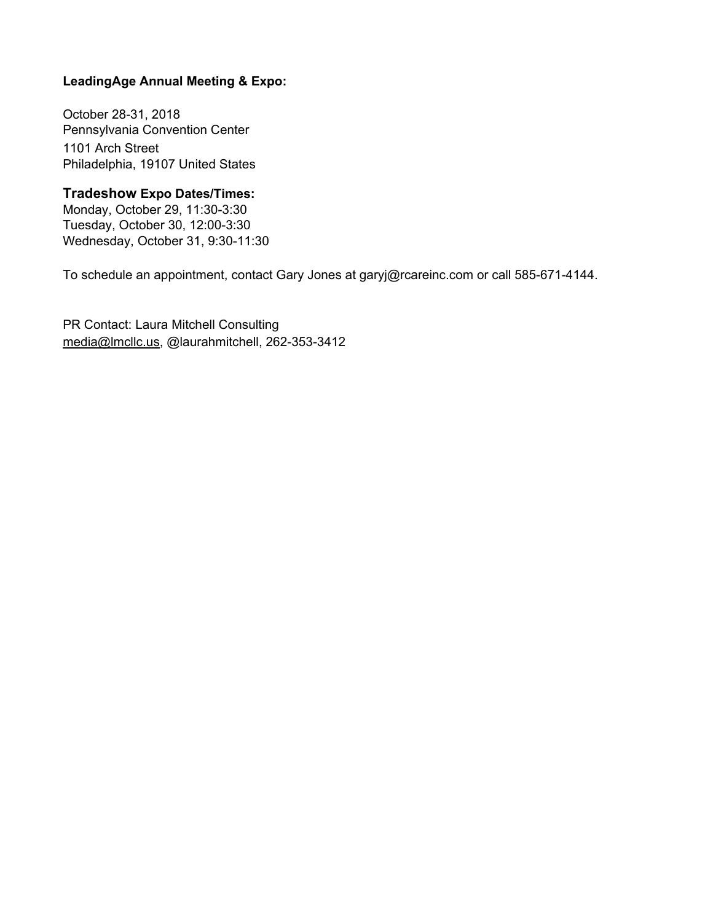**LeadingAge Annual Meeting & Expo:**

October 28-31, 2018
Pennsylvania Convention Center
1101 Arch Street
Philadelphia, 19107 United States

**Tradeshow Expo Dates/Times:**
Monday, October 29, 11:30-3:30
Tuesday, October 30, 12:00-3:30
Wednesday, October 31, 9:30-11:30

To schedule an appointment, contact Gary Jones at garyj@rcareinc.com or call 585-671-4144.

PR Contact: Laura Mitchell Consulting
media@lmcllc.us, @laurahmitchell, 262-353-3412